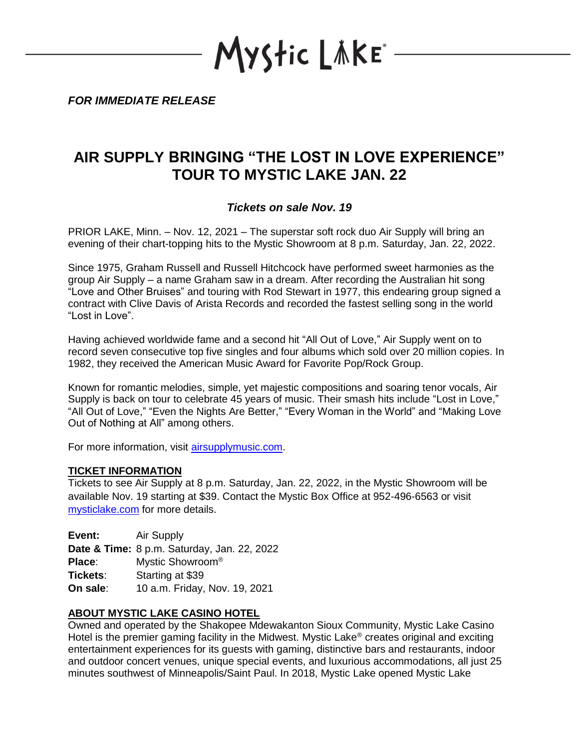Mystic Lake

*FOR IMMEDIATE RELEASE*

# AIR SUPPLY BRINGING "THE LOST IN LOVE EXPERIENCE" TOUR TO MYSTIC LAKE JAN. 22

### *Tickets on sale Nov. 19*

PRIOR LAKE, Minn. – Nov. 12, 2021 – The superstar soft rock duo Air Supply will bring an evening of their chart-topping hits to the Mystic Showroom at 8 p.m. Saturday, Jan. 22, 2022.

Since 1975, Graham Russell and Russell Hitchcock have performed sweet harmonies as the group Air Supply – a name Graham saw in a dream. After recording the Australian hit song "Love and Other Bruises" and touring with Rod Stewart in 1977, this endearing group signed a contract with Clive Davis of Arista Records and recorded the fastest selling song in the world "Lost in Love".

Having achieved worldwide fame and a second hit "All Out of Love," Air Supply went on to record seven consecutive top five singles and four albums which sold over 20 million copies. In 1982, they received the American Music Award for Favorite Pop/Rock Group.

Known for romantic melodies, simple, yet majestic compositions and soaring tenor vocals, Air Supply is back on tour to celebrate 45 years of music. Their smash hits include "Lost in Love," "All Out of Love," "Even the Nights Are Better," "Every Woman in the World" and "Making Love Out of Nothing at All" among others.

For more information, visit airsupplymusic.com.

**TICKET INFORMATION**

Tickets to see Air Supply at 8 p.m. Saturday, Jan. 22, 2022, in the Mystic Showroom will be available Nov. 19 starting at $39. Contact the Mystic Box Office at 952-496-6563 or visit mysticlake.com for more details.

**Event:** Air Supply
**Date & Time:** 8 p.m. Saturday, Jan. 22, 2022
**Place**: Mystic Showroom®
**Tickets**: Starting at $39
**On sale**: 10 a.m. Friday, Nov. 19, 2021

**ABOUT MYSTIC LAKE CASINO HOTEL**

Owned and operated by the Shakopee Mdewakanton Sioux Community, Mystic Lake Casino Hotel is the premier gaming facility in the Midwest. Mystic Lake® creates original and exciting entertainment experiences for its guests with gaming, distinctive bars and restaurants, indoor and outdoor concert venues, unique special events, and luxurious accommodations, all just 25 minutes southwest of Minneapolis/Saint Paul. In 2018, Mystic Lake opened Mystic Lake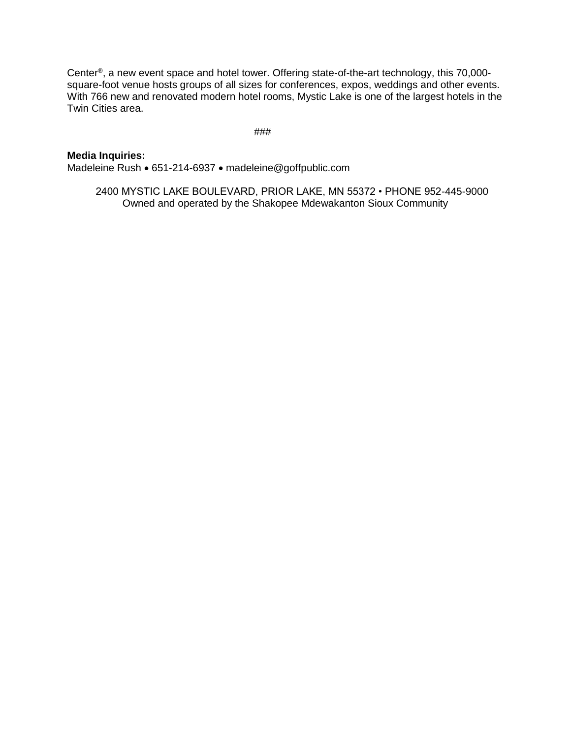Center®, a new event space and hotel tower. Offering state-of-the-art technology, this 70,000-square-foot venue hosts groups of all sizes for conferences, expos, weddings and other events. With 766 new and renovated modern hotel rooms, Mystic Lake is one of the largest hotels in the Twin Cities area.

###

**Media Inquiries:**
Madeleine Rush • 651-214-6937 • madeleine@goffpublic.com

2400 MYSTIC LAKE BOULEVARD, PRIOR LAKE, MN 55372 • PHONE 952-445-9000
Owned and operated by the Shakopee Mdewakanton Sioux Community